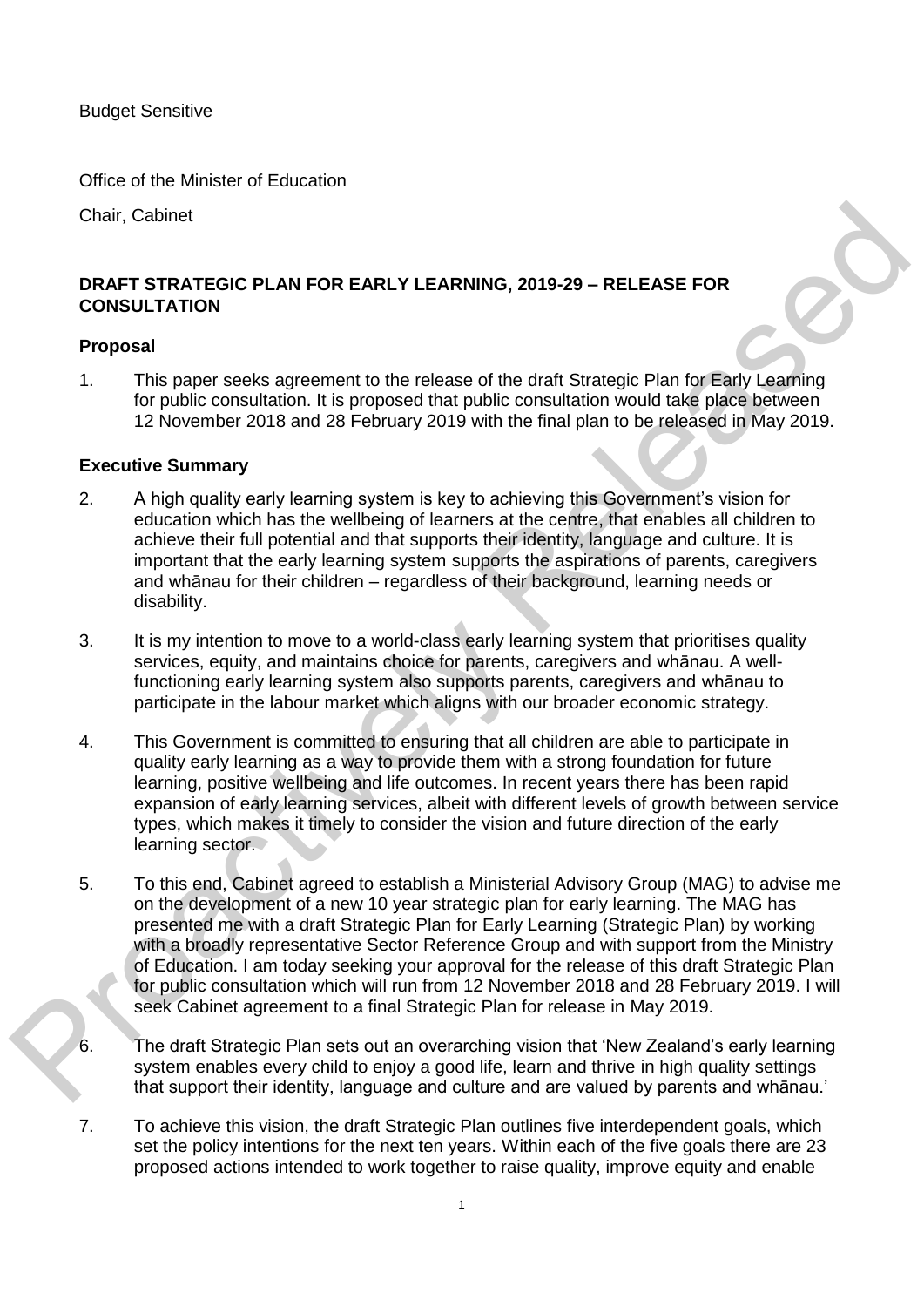Budget Sensitive

Office of the Minister of Education

Chair, Cabinet

## DRAFT STRATEGIC PLAN FOR EARLY LEARNING, 2019-29 – RELEASE FOR CONSULTATION

### Proposal

1. This paper seeks agreement to the release of the draft Strategic Plan for Early Learning for public consultation. It is proposed that public consultation would take place between 12 November 2018 and 28 February 2019 with the final plan to be released in May 2019.

### Executive Summary

2. A high quality early learning system is key to achieving this Government's vision for education which has the wellbeing of learners at the centre, that enables all children to achieve their full potential and that supports their identity, language and culture. It is important that the early learning system supports the aspirations of parents, caregivers and whānau for their children – regardless of their background, learning needs or disability.

3. It is my intention to move to a world-class early learning system that prioritises quality services, equity, and maintains choice for parents, caregivers and whānau. A well-functioning early learning system also supports parents, caregivers and whānau to participate in the labour market which aligns with our broader economic strategy.

4. This Government is committed to ensuring that all children are able to participate in quality early learning as a way to provide them with a strong foundation for future learning, positive wellbeing and life outcomes. In recent years there has been rapid expansion of early learning services, albeit with different levels of growth between service types, which makes it timely to consider the vision and future direction of the early learning sector.

5. To this end, Cabinet agreed to establish a Ministerial Advisory Group (MAG) to advise me on the development of a new 10 year strategic plan for early learning. The MAG has presented me with a draft Strategic Plan for Early Learning (Strategic Plan) by working with a broadly representative Sector Reference Group and with support from the Ministry of Education. I am today seeking your approval for the release of this draft Strategic Plan for public consultation which will run from 12 November 2018 and 28 February 2019. I will seek Cabinet agreement to a final Strategic Plan for release in May 2019.

6. The draft Strategic Plan sets out an overarching vision that 'New Zealand's early learning system enables every child to enjoy a good life, learn and thrive in high quality settings that support their identity, language and culture and are valued by parents and whānau.'

7. To achieve this vision, the draft Strategic Plan outlines five interdependent goals, which set the policy intentions for the next ten years. Within each of the five goals there are 23 proposed actions intended to work together to raise quality, improve equity and enable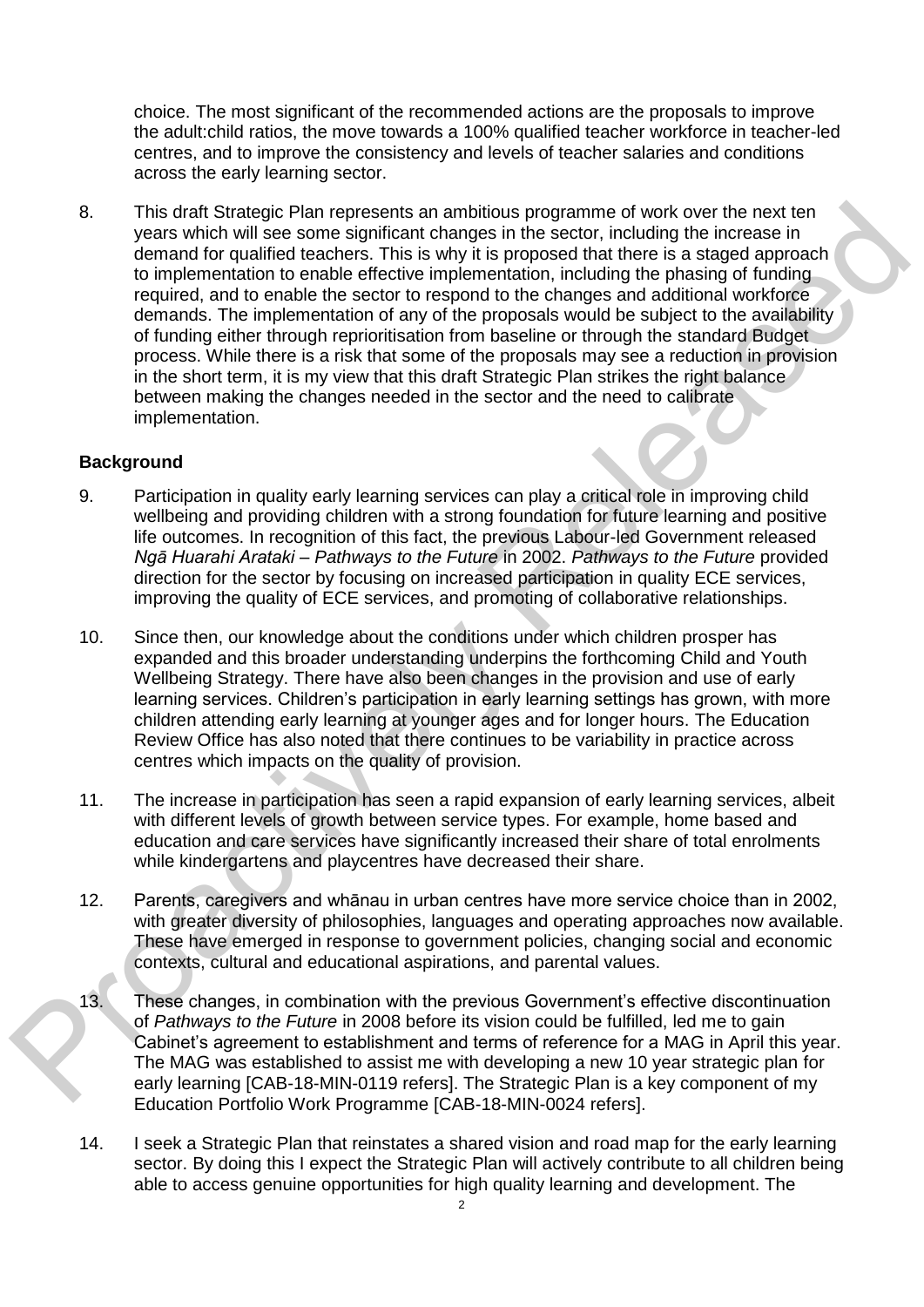choice. The most significant of the recommended actions are the proposals to improve the adult:child ratios, the move towards a 100% qualified teacher workforce in teacher-led centres, and to improve the consistency and levels of teacher salaries and conditions across the early learning sector.

8. This draft Strategic Plan represents an ambitious programme of work over the next ten years which will see some significant changes in the sector, including the increase in demand for qualified teachers. This is why it is proposed that there is a staged approach to implementation to enable effective implementation, including the phasing of funding required, and to enable the sector to respond to the changes and additional workforce demands. The implementation of any of the proposals would be subject to the availability of funding either through reprioritisation from baseline or through the standard Budget process. While there is a risk that some of the proposals may see a reduction in provision in the short term, it is my view that this draft Strategic Plan strikes the right balance between making the changes needed in the sector and the need to calibrate implementation.

**Background**

9. Participation in quality early learning services can play a critical role in improving child wellbeing and providing children with a strong foundation for future learning and positive life outcomes. In recognition of this fact, the previous Labour-led Government released *Ngā Huarahi Arataki – Pathways to the Future* in 2002. *Pathways to the Future* provided direction for the sector by focusing on increased participation in quality ECE services, improving the quality of ECE services, and promoting of collaborative relationships.

10. Since then, our knowledge about the conditions under which children prosper has expanded and this broader understanding underpins the forthcoming Child and Youth Wellbeing Strategy. There have also been changes in the provision and use of early learning services. Children's participation in early learning settings has grown, with more children attending early learning at younger ages and for longer hours. The Education Review Office has also noted that there continues to be variability in practice across centres which impacts on the quality of provision.

11. The increase in participation has seen a rapid expansion of early learning services, albeit with different levels of growth between service types. For example, home based and education and care services have significantly increased their share of total enrolments while kindergartens and playcentres have decreased their share.

12. Parents, caregivers and whānau in urban centres have more service choice than in 2002, with greater diversity of philosophies, languages and operating approaches now available. These have emerged in response to government policies, changing social and economic contexts, cultural and educational aspirations, and parental values.

13. These changes, in combination with the previous Government's effective discontinuation of *Pathways to the Future* in 2008 before its vision could be fulfilled, led me to gain Cabinet's agreement to establishment and terms of reference for a MAG in April this year. The MAG was established to assist me with developing a new 10 year strategic plan for early learning [CAB-18-MIN-0119 refers]. The Strategic Plan is a key component of my Education Portfolio Work Programme [CAB-18-MIN-0024 refers].

14. I seek a Strategic Plan that reinstates a shared vision and road map for the early learning sector. By doing this I expect the Strategic Plan will actively contribute to all children being able to access genuine opportunities for high quality learning and development. The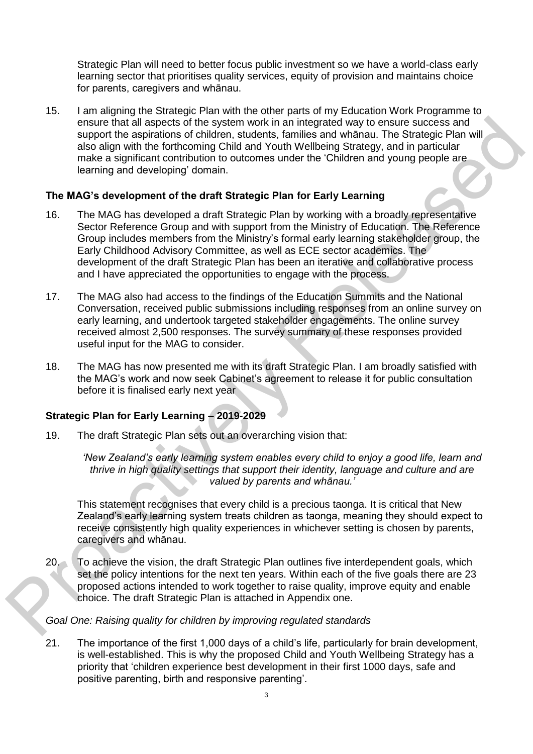Strategic Plan will need to better focus public investment so we have a world-class early learning sector that prioritises quality services, equity of provision and maintains choice for parents, caregivers and whānau.

15. I am aligning the Strategic Plan with the other parts of my Education Work Programme to ensure that all aspects of the system work in an integrated way to ensure success and support the aspirations of children, students, families and whānau. The Strategic Plan will also align with the forthcoming Child and Youth Wellbeing Strategy, and in particular make a significant contribution to outcomes under the 'Children and young people are learning and developing' domain.

**The MAG's development of the draft Strategic Plan for Early Learning**

16. The MAG has developed a draft Strategic Plan by working with a broadly representative Sector Reference Group and with support from the Ministry of Education. The Reference Group includes members from the Ministry's formal early learning stakeholder group, the Early Childhood Advisory Committee, as well as ECE sector academics. The development of the draft Strategic Plan has been an iterative and collaborative process and I have appreciated the opportunities to engage with the process.

17. The MAG also had access to the findings of the Education Summits and the National Conversation, received public submissions including responses from an online survey on early learning, and undertook targeted stakeholder engagements. The online survey received almost 2,500 responses. The survey summary of these responses provided useful input for the MAG to consider.

18. The MAG has now presented me with its draft Strategic Plan. I am broadly satisfied with the MAG's work and now seek Cabinet's agreement to release it for public consultation before it is finalised early next year

**Strategic Plan for Early Learning – 2019-2029**

19. The draft Strategic Plan sets out an overarching vision that:

*'New Zealand's early learning system enables every child to enjoy a good life, learn and thrive in high quality settings that support their identity, language and culture and are valued by parents and whānau.'*

This statement recognises that every child is a precious taonga. It is critical that New Zealand's early learning system treats children as taonga, meaning they should expect to receive consistently high quality experiences in whichever setting is chosen by parents, caregivers and whānau.

20. To achieve the vision, the draft Strategic Plan outlines five interdependent goals, which set the policy intentions for the next ten years. Within each of the five goals there are 23 proposed actions intended to work together to raise quality, improve equity and enable choice. The draft Strategic Plan is attached in Appendix one.

*Goal One: Raising quality for children by improving regulated standards*

21. The importance of the first 1,000 days of a child's life, particularly for brain development, is well-established. This is why the proposed Child and Youth Wellbeing Strategy has a priority that 'children experience best development in their first 1000 days, safe and positive parenting, birth and responsive parenting'.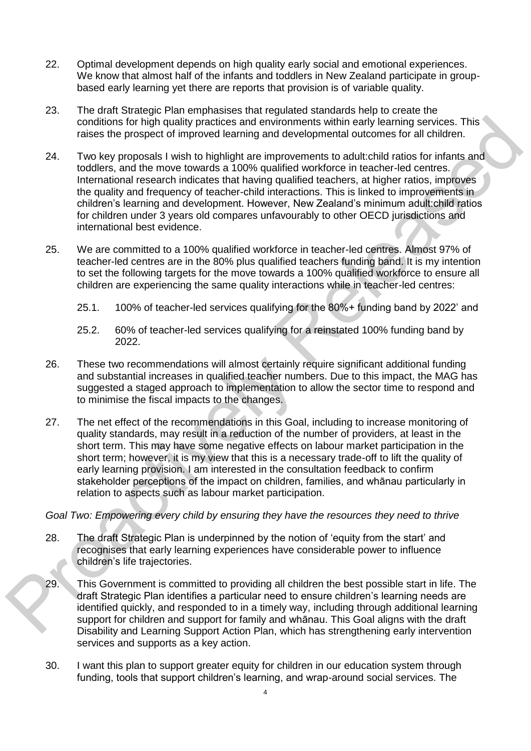22. Optimal development depends on high quality early social and emotional experiences. We know that almost half of the infants and toddlers in New Zealand participate in group-based early learning yet there are reports that provision is of variable quality.

23. The draft Strategic Plan emphasises that regulated standards help to create the conditions for high quality practices and environments within early learning services. This raises the prospect of improved learning and developmental outcomes for all children.

24. Two key proposals I wish to highlight are improvements to adult:child ratios for infants and toddlers, and the move towards a 100% qualified workforce in teacher-led centres. International research indicates that having qualified teachers, at higher ratios, improves the quality and frequency of teacher-child interactions. This is linked to improvements in children's learning and development. However, New Zealand's minimum adult:child ratios for children under 3 years old compares unfavourably to other OECD jurisdictions and international best evidence.

25. We are committed to a 100% qualified workforce in teacher-led centres. Almost 97% of teacher-led centres are in the 80% plus qualified teachers funding band. It is my intention to set the following targets for the move towards a 100% qualified workforce to ensure all children are experiencing the same quality interactions while in teacher-led centres:

    25.1. 100% of teacher-led services qualifying for the 80%+ funding band by 2022' and

    25.2. 60% of teacher-led services qualifying for a reinstated 100% funding band by 2022.

26. These two recommendations will almost certainly require significant additional funding and substantial increases in qualified teacher numbers. Due to this impact, the MAG has suggested a staged approach to implementation to allow the sector time to respond and to minimise the fiscal impacts to the changes.

27. The net effect of the recommendations in this Goal, including to increase monitoring of quality standards, may result in a reduction of the number of providers, at least in the short term. This may have some negative effects on labour market participation in the short term; however, it is my view that this is a necessary trade-off to lift the quality of early learning provision. I am interested in the consultation feedback to confirm stakeholder perceptions of the impact on children, families, and whānau particularly in relation to aspects such as labour market participation.

*Goal Two: Empowering every child by ensuring they have the resources they need to thrive*

28. The draft Strategic Plan is underpinned by the notion of 'equity from the start' and recognises that early learning experiences have considerable power to influence children's life trajectories.

29. This Government is committed to providing all children the best possible start in life. The draft Strategic Plan identifies a particular need to ensure children's learning needs are identified quickly, and responded to in a timely way, including through additional learning support for children and support for family and whānau. This Goal aligns with the draft Disability and Learning Support Action Plan, which has strengthening early intervention services and supports as a key action.

30. I want this plan to support greater equity for children in our education system through funding, tools that support children's learning, and wrap-around social services. The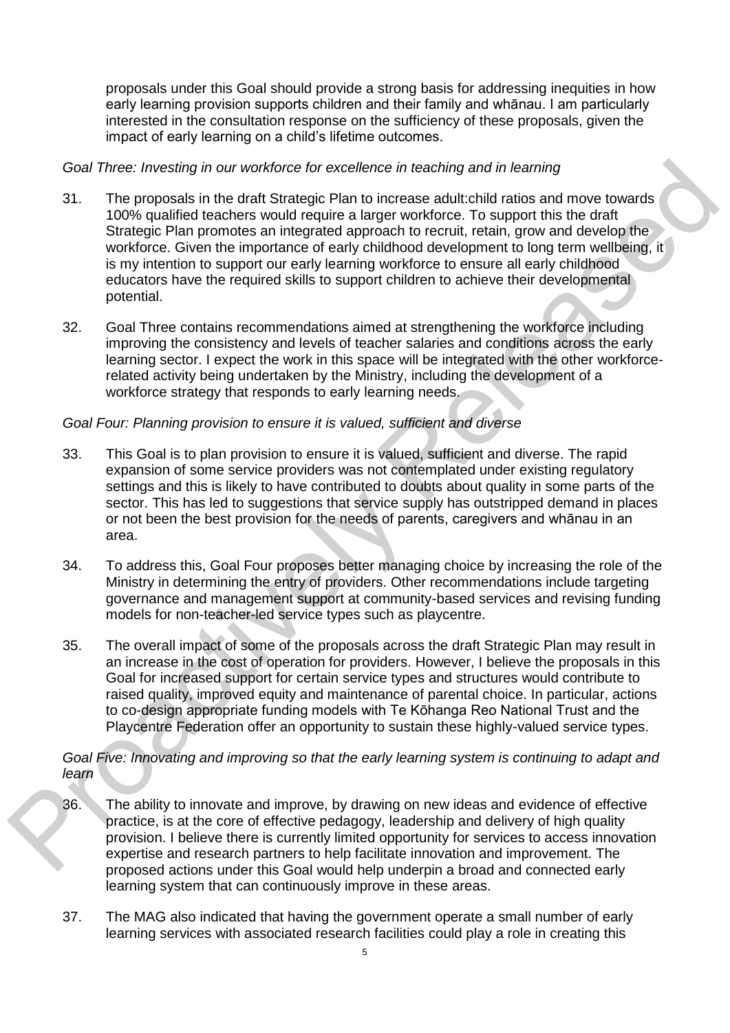proposals under this Goal should provide a strong basis for addressing inequities in how early learning provision supports children and their family and whānau. I am particularly interested in the consultation response on the sufficiency of these proposals, given the impact of early learning on a child's lifetime outcomes.

*Goal Three: Investing in our workforce for excellence in teaching and in learning*

31. The proposals in the draft Strategic Plan to increase adult:child ratios and move towards 100% qualified teachers would require a larger workforce. To support this the draft Strategic Plan promotes an integrated approach to recruit, retain, grow and develop the workforce. Given the importance of early childhood development to long term wellbeing, it is my intention to support our early learning workforce to ensure all early childhood educators have the required skills to support children to achieve their developmental potential.

32. Goal Three contains recommendations aimed at strengthening the workforce including improving the consistency and levels of teacher salaries and conditions across the early learning sector. I expect the work in this space will be integrated with the other workforce-related activity being undertaken by the Ministry, including the development of a workforce strategy that responds to early learning needs.

*Goal Four: Planning provision to ensure it is valued, sufficient and diverse*

33. This Goal is to plan provision to ensure it is valued, sufficient and diverse. The rapid expansion of some service providers was not contemplated under existing regulatory settings and this is likely to have contributed to doubts about quality in some parts of the sector. This has led to suggestions that service supply has outstripped demand in places or not been the best provision for the needs of parents, caregivers and whānau in an area.

34. To address this, Goal Four proposes better managing choice by increasing the role of the Ministry in determining the entry of providers. Other recommendations include targeting governance and management support at community-based services and revising funding models for non-teacher-led service types such as playcentre.

35. The overall impact of some of the proposals across the draft Strategic Plan may result in an increase in the cost of operation for providers. However, I believe the proposals in this Goal for increased support for certain service types and structures would contribute to raised quality, improved equity and maintenance of parental choice. In particular, actions to co-design appropriate funding models with Te Kōhanga Reo National Trust and the Playcentre Federation offer an opportunity to sustain these highly-valued service types.

*Goal Five: Innovating and improving so that the early learning system is continuing to adapt and learn*

36. The ability to innovate and improve, by drawing on new ideas and evidence of effective practice, is at the core of effective pedagogy, leadership and delivery of high quality provision. I believe there is currently limited opportunity for services to access innovation expertise and research partners to help facilitate innovation and improvement. The proposed actions under this Goal would help underpin a broad and connected early learning system that can continuously improve in these areas.

37. The MAG also indicated that having the government operate a small number of early learning services with associated research facilities could play a role in creating this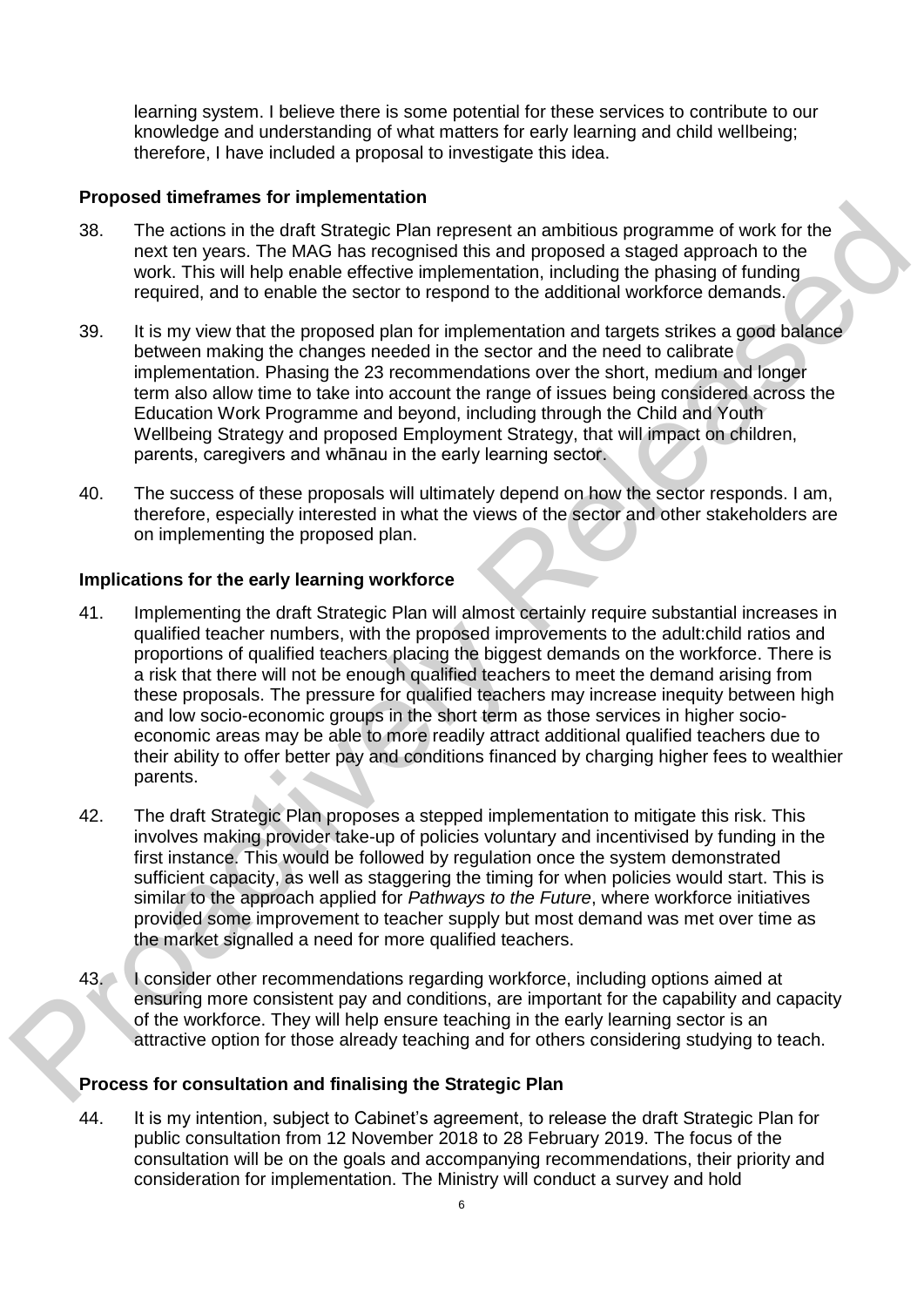learning system. I believe there is some potential for these services to contribute to our knowledge and understanding of what matters for early learning and child wellbeing; therefore, I have included a proposal to investigate this idea.

### Proposed timeframes for implementation

38. The actions in the draft Strategic Plan represent an ambitious programme of work for the next ten years. The MAG has recognised this and proposed a staged approach to the work. This will help enable effective implementation, including the phasing of funding required, and to enable the sector to respond to the additional workforce demands.

39. It is my view that the proposed plan for implementation and targets strikes a good balance between making the changes needed in the sector and the need to calibrate implementation. Phasing the 23 recommendations over the short, medium and longer term also allow time to take into account the range of issues being considered across the Education Work Programme and beyond, including through the Child and Youth Wellbeing Strategy and proposed Employment Strategy, that will impact on children, parents, caregivers and whānau in the early learning sector.

40. The success of these proposals will ultimately depend on how the sector responds. I am, therefore, especially interested in what the views of the sector and other stakeholders are on implementing the proposed plan.

### Implications for the early learning workforce

41. Implementing the draft Strategic Plan will almost certainly require substantial increases in qualified teacher numbers, with the proposed improvements to the adult:child ratios and proportions of qualified teachers placing the biggest demands on the workforce. There is a risk that there will not be enough qualified teachers to meet the demand arising from these proposals. The pressure for qualified teachers may increase inequity between high and low socio-economic groups in the short term as those services in higher socio-economic areas may be able to more readily attract additional qualified teachers due to their ability to offer better pay and conditions financed by charging higher fees to wealthier parents.

42. The draft Strategic Plan proposes a stepped implementation to mitigate this risk. This involves making provider take-up of policies voluntary and incentivised by funding in the first instance. This would be followed by regulation once the system demonstrated sufficient capacity, as well as staggering the timing for when policies would start. This is similar to the approach applied for *Pathways to the Future*, where workforce initiatives provided some improvement to teacher supply but most demand was met over time as the market signalled a need for more qualified teachers.

43. I consider other recommendations regarding workforce, including options aimed at ensuring more consistent pay and conditions, are important for the capability and capacity of the workforce. They will help ensure teaching in the early learning sector is an attractive option for those already teaching and for others considering studying to teach.

### Process for consultation and finalising the Strategic Plan

44. It is my intention, subject to Cabinet's agreement, to release the draft Strategic Plan for public consultation from 12 November 2018 to 28 February 2019. The focus of the consultation will be on the goals and accompanying recommendations, their priority and consideration for implementation. The Ministry will conduct a survey and hold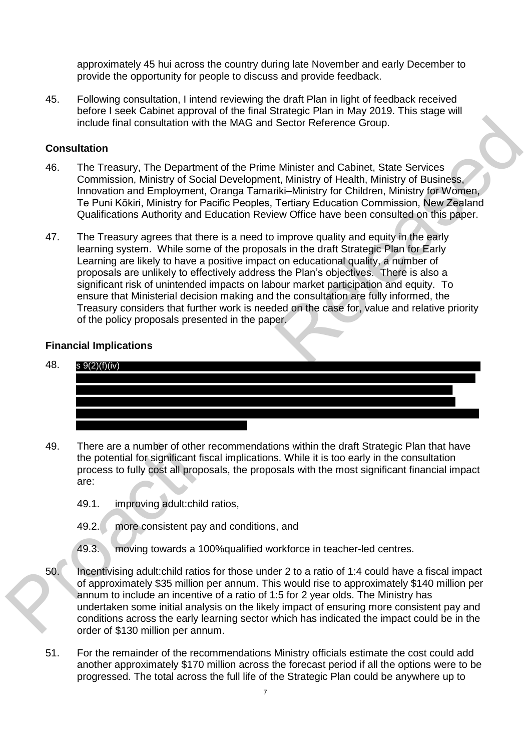approximately 45 hui across the country during late November and early December to provide the opportunity for people to discuss and provide feedback.

45. Following consultation, I intend reviewing the draft Plan in light of feedback received before I seek Cabinet approval of the final Strategic Plan in May 2019. This stage will include final consultation with the MAG and Sector Reference Group.

## Consultation

46. The Treasury, The Department of the Prime Minister and Cabinet, State Services Commission, Ministry of Social Development, Ministry of Health, Ministry of Business, Innovation and Employment, Oranga Tamariki–Ministry for Children, Ministry for Women, Te Puni Kōkiri, Ministry for Pacific Peoples, Tertiary Education Commission, New Zealand Qualifications Authority and Education Review Office have been consulted on this paper.

47. The Treasury agrees that there is a need to improve quality and equity in the early learning system. While some of the proposals in the draft Strategic Plan for Early Learning are likely to have a positive impact on educational quality, a number of proposals are unlikely to effectively address the Plan's objectives. There is also a significant risk of unintended impacts on labour market participation and equity. To ensure that Ministerial decision making and the consultation are fully informed, the Treasury considers that further work is needed on the case for, value and relative priority of the policy proposals presented in the paper.

## Financial Implications

48. s 9(2)(f)(iv)

49. There are a number of other recommendations within the draft Strategic Plan that have the potential for significant fiscal implications. While it is too early in the consultation process to fully cost all proposals, the proposals with the most significant financial impact are:

    49.1. improving adult:child ratios,

    49.2. more consistent pay and conditions, and

    49.3. moving towards a 100%qualified workforce in teacher-led centres.

50. Incentivising adult:child ratios for those under 2 to a ratio of 1:4 could have a fiscal impact of approximately $35 million per annum. This would rise to approximately $140 million per annum to include an incentive of a ratio of 1:5 for 2 year olds. The Ministry has undertaken some initial analysis on the likely impact of ensuring more consistent pay and conditions across the early learning sector which has indicated the impact could be in the order of $130 million per annum.

51. For the remainder of the recommendations Ministry officials estimate the cost could add another approximately $170 million across the forecast period if all the options were to be progressed. The total across the full life of the Strategic Plan could be anywhere up to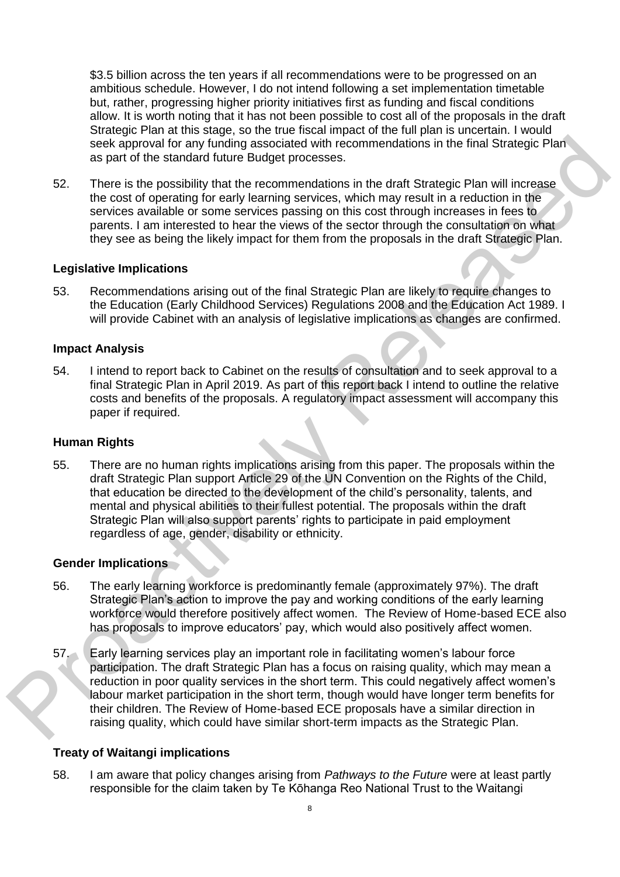$3.5 billion across the ten years if all recommendations were to be progressed on an ambitious schedule. However, I do not intend following a set implementation timetable but, rather, progressing higher priority initiatives first as funding and fiscal conditions allow. It is worth noting that it has not been possible to cost all of the proposals in the draft Strategic Plan at this stage, so the true fiscal impact of the full plan is uncertain. I would seek approval for any funding associated with recommendations in the final Strategic Plan as part of the standard future Budget processes.

52. There is the possibility that the recommendations in the draft Strategic Plan will increase the cost of operating for early learning services, which may result in a reduction in the services available or some services passing on this cost through increases in fees to parents. I am interested to hear the views of the sector through the consultation on what they see as being the likely impact for them from the proposals in the draft Strategic Plan.

### Legislative Implications

53. Recommendations arising out of the final Strategic Plan are likely to require changes to the Education (Early Childhood Services) Regulations 2008 and the Education Act 1989. I will provide Cabinet with an analysis of legislative implications as changes are confirmed.

### Impact Analysis

54. I intend to report back to Cabinet on the results of consultation and to seek approval to a final Strategic Plan in April 2019. As part of this report back I intend to outline the relative costs and benefits of the proposals. A regulatory impact assessment will accompany this paper if required.

### Human Rights

55. There are no human rights implications arising from this paper. The proposals within the draft Strategic Plan support Article 29 of the UN Convention on the Rights of the Child, that education be directed to the development of the child's personality, talents, and mental and physical abilities to their fullest potential. The proposals within the draft Strategic Plan will also support parents' rights to participate in paid employment regardless of age, gender, disability or ethnicity.

### Gender Implications

56. The early learning workforce is predominantly female (approximately 97%). The draft Strategic Plan's action to improve the pay and working conditions of the early learning workforce would therefore positively affect women. The Review of Home-based ECE also has proposals to improve educators' pay, which would also positively affect women.

57. Early learning services play an important role in facilitating women's labour force participation. The draft Strategic Plan has a focus on raising quality, which may mean a reduction in poor quality services in the short term. This could negatively affect women's labour market participation in the short term, though would have longer term benefits for their children. The Review of Home-based ECE proposals have a similar direction in raising quality, which could have similar short-term impacts as the Strategic Plan.

### Treaty of Waitangi implications

58. I am aware that policy changes arising from *Pathways to the Future* were at least partly responsible for the claim taken by Te Kōhanga Reo National Trust to the Waitangi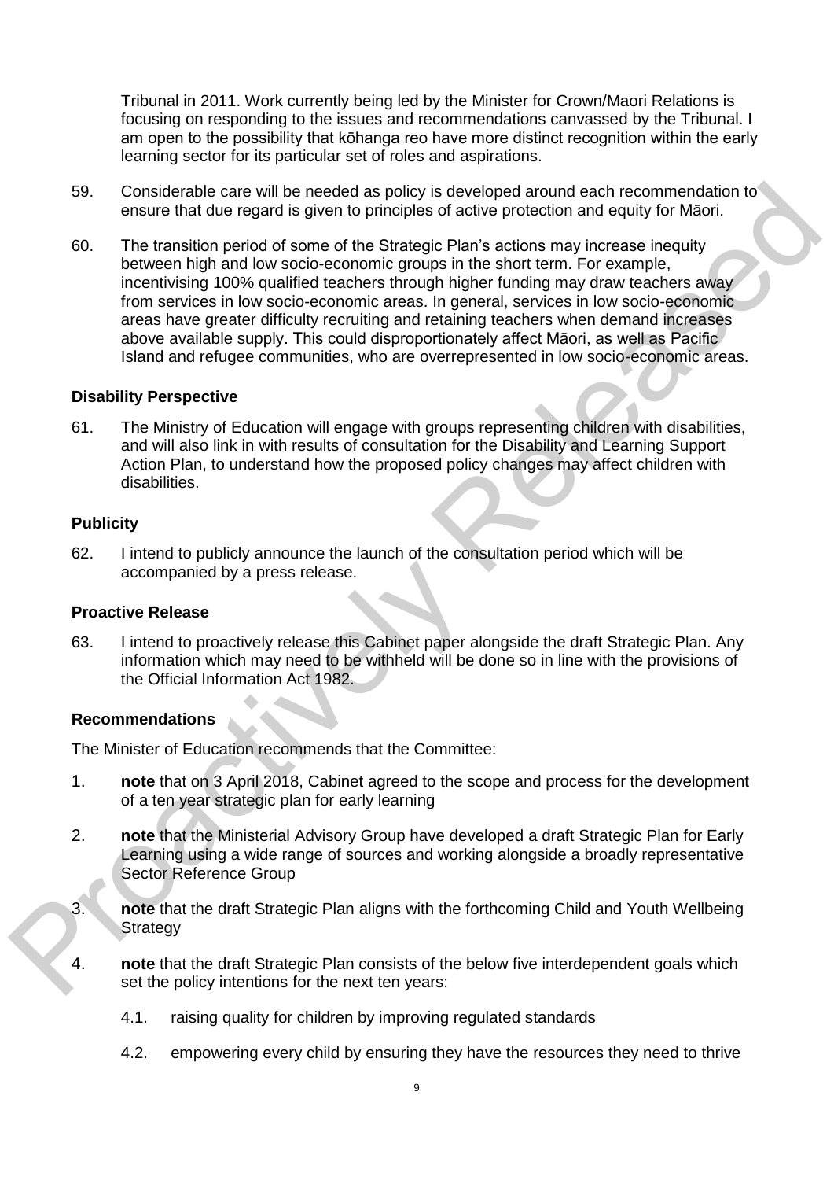Tribunal in 2011. Work currently being led by the Minister for Crown/Maori Relations is focusing on responding to the issues and recommendations canvassed by the Tribunal. I am open to the possibility that kōhanga reo have more distinct recognition within the early learning sector for its particular set of roles and aspirations.

59. Considerable care will be needed as policy is developed around each recommendation to ensure that due regard is given to principles of active protection and equity for Māori.

60. The transition period of some of the Strategic Plan's actions may increase inequity between high and low socio-economic groups in the short term. For example, incentivising 100% qualified teachers through higher funding may draw teachers away from services in low socio-economic areas. In general, services in low socio-economic areas have greater difficulty recruiting and retaining teachers when demand increases above available supply. This could disproportionately affect Māori, as well as Pacific Island and refugee communities, who are overrepresented in low socio-economic areas.

### Disability Perspective

61. The Ministry of Education will engage with groups representing children with disabilities, and will also link in with results of consultation for the Disability and Learning Support Action Plan, to understand how the proposed policy changes may affect children with disabilities.

### Publicity

62. I intend to publicly announce the launch of the consultation period which will be accompanied by a press release.

### Proactive Release

63. I intend to proactively release this Cabinet paper alongside the draft Strategic Plan. Any information which may need to be withheld will be done so in line with the provisions of the Official Information Act 1982.

### Recommendations

The Minister of Education recommends that the Committee:

1. **note** that on 3 April 2018, Cabinet agreed to the scope and process for the development of a ten year strategic plan for early learning

2. **note** that the Ministerial Advisory Group have developed a draft Strategic Plan for Early Learning using a wide range of sources and working alongside a broadly representative Sector Reference Group

3. **note** that the draft Strategic Plan aligns with the forthcoming Child and Youth Wellbeing Strategy

4. **note** that the draft Strategic Plan consists of the below five interdependent goals which set the policy intentions for the next ten years:

    4.1. raising quality for children by improving regulated standards

    4.2. empowering every child by ensuring they have the resources they need to thrive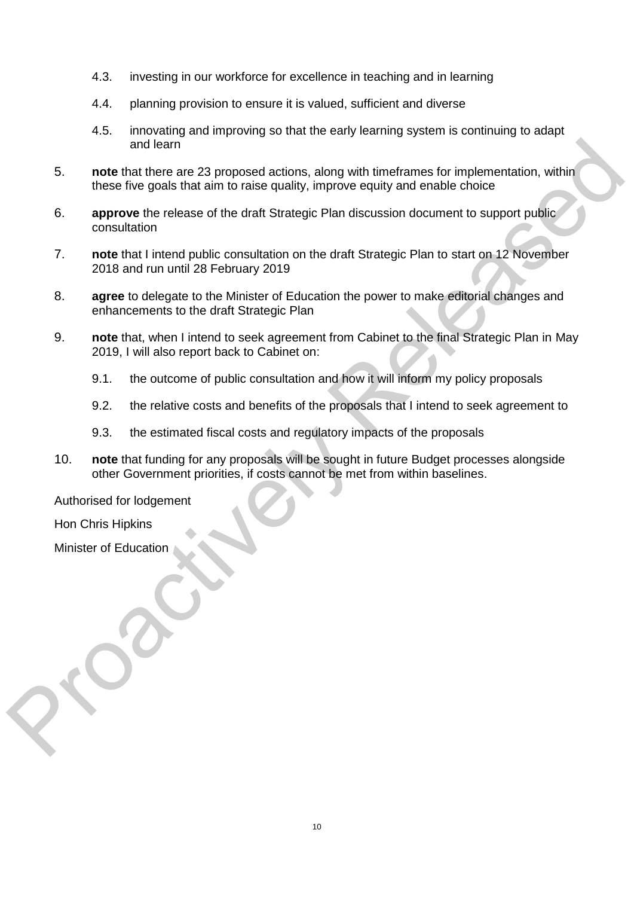4.3. investing in our workforce for excellence in teaching and in learning

    4.4. planning provision to ensure it is valued, sufficient and diverse

    4.5. innovating and improving so that the early learning system is continuing to adapt and learn

5. **note** that there are 23 proposed actions, along with timeframes for implementation, within these five goals that aim to raise quality, improve equity and enable choice

6. **approve** the release of the draft Strategic Plan discussion document to support public consultation

7. **note** that I intend public consultation on the draft Strategic Plan to start on 12 November 2018 and run until 28 February 2019

8. **agree** to delegate to the Minister of Education the power to make editorial changes and enhancements to the draft Strategic Plan

9. **note** that, when I intend to seek agreement from Cabinet to the final Strategic Plan in May 2019, I will also report back to Cabinet on:

    9.1. the outcome of public consultation and how it will inform my policy proposals

    9.2. the relative costs and benefits of the proposals that I intend to seek agreement to

    9.3. the estimated fiscal costs and regulatory impacts of the proposals

10. **note** that funding for any proposals will be sought in future Budget processes alongside other Government priorities, if costs cannot be met from within baselines.

Authorised for lodgement

Hon Chris Hipkins

Minister of Education